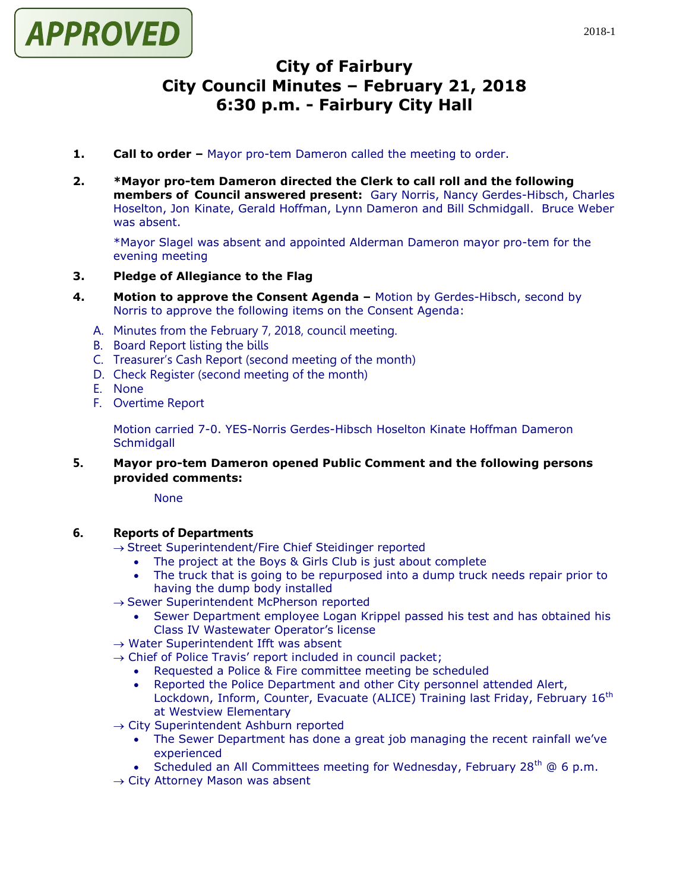APPROVED

# City of Fairbury
# City Council Minutes – February 21, 2018
# 6:30 p.m. - Fairbury City Hall

1. **Call to order –** Mayor pro-tem Dameron called the meeting to order.

2. **\*Mayor pro-tem Dameron directed the Clerk to call roll and the following members of Council answered present:** Gary Norris, Nancy Gerdes-Hibsch, Charles Hoselton, Jon Kinate, Gerald Hoffman, Lynn Dameron and Bill Schmidgall. Bruce Weber was absent.

   *Mayor Slagel was absent and appointed Alderman Dameron mayor pro-tem for the evening meeting

3. **Pledge of Allegiance to the Flag**

4. **Motion to approve the Consent Agenda –** Motion by Gerdes-Hibsch, second by Norris to approve the following items on the Consent Agenda:

   A. Minutes from the February 7, 2018, council meeting.
   B. Board Report listing the bills
   C. Treasurer's Cash Report (second meeting of the month)
   D. Check Register (second meeting of the month)
   E. None
   F. Overtime Report

   Motion carried 7-0. YES-Norris Gerdes-Hibsch Hoselton Kinate Hoffman Dameron Schmidgall

5. **Mayor pro-tem Dameron opened Public Comment and the following persons provided comments:**

   None

6. **Reports of Departments**

   → Street Superintendent/Fire Chief Steidinger reported
   - The project at the Boys & Girls Club is just about complete
   - The truck that is going to be repurposed into a dump truck needs repair prior to having the dump body installed

   → Sewer Superintendent McPherson reported
   - Sewer Department employee Logan Krippel passed his test and has obtained his Class IV Wastewater Operator's license

   → Water Superintendent Ifft was absent

   → Chief of Police Travis' report included in council packet;
   - Requested a Police & Fire committee meeting be scheduled
   - Reported the Police Department and other City personnel attended Alert, Lockdown, Inform, Counter, Evacuate (ALICE) Training last Friday, February 16th at Westview Elementary

   → City Superintendent Ashburn reported
   - The Sewer Department has done a great job managing the recent rainfall we've experienced
   - Scheduled an All Committees meeting for Wednesday, February 28th @ 6 p.m.

   → City Attorney Mason was absent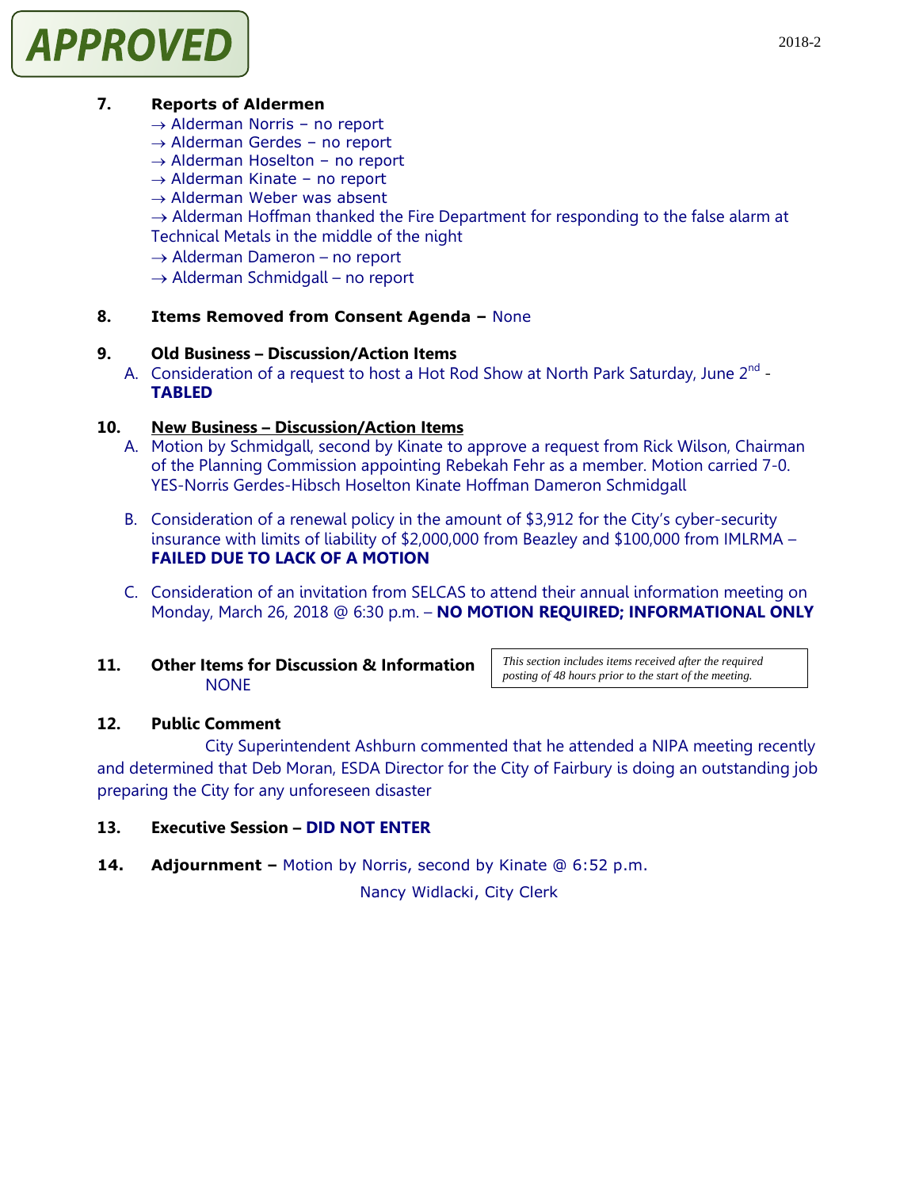**APPROVED**

**7. Reports of Aldermen**

→ Alderman Norris – no report
→ Alderman Gerdes – no report
→ Alderman Hoselton – no report
→ Alderman Kinate – no report
→ Alderman Weber was absent
→ Alderman Hoffman thanked the Fire Department for responding to the false alarm at Technical Metals in the middle of the night
→ Alderman Dameron – no report
→ Alderman Schmidgall – no report

**8. Items Removed from Consent Agenda –** None

**9. Old Business – Discussion/Action Items**

A. Consideration of a request to host a Hot Rod Show at North Park Saturday, June 2nd - **TABLED**

**10. New Business – Discussion/Action Items**

A. Motion by Schmidgall, second by Kinate to approve a request from Rick Wilson, Chairman of the Planning Commission appointing Rebekah Fehr as a member. Motion carried 7-0. YES-Norris Gerdes-Hibsch Hoselton Kinate Hoffman Dameron Schmidgall

B. Consideration of a renewal policy in the amount of $3,912 for the City's cyber-security insurance with limits of liability of $2,000,000 from Beazley and $100,000 from IMLRMA – **FAILED DUE TO LACK OF A MOTION**

C. Consideration of an invitation from SELCAS to attend their annual information meeting on Monday, March 26, 2018 @ 6:30 p.m. – **NO MOTION REQUIRED; INFORMATIONAL ONLY**

**11. Other Items for Discussion & Information**

*This section includes items received after the required posting of 48 hours prior to the start of the meeting.*

NONE

**12. Public Comment**

City Superintendent Ashburn commented that he attended a NIPA meeting recently and determined that Deb Moran, ESDA Director for the City of Fairbury is doing an outstanding job preparing the City for any unforeseen disaster

**13. Executive Session – DID NOT ENTER**

**14. Adjournment –** Motion by Norris, second by Kinate @ 6:52 p.m.

Nancy Widlacki, City Clerk